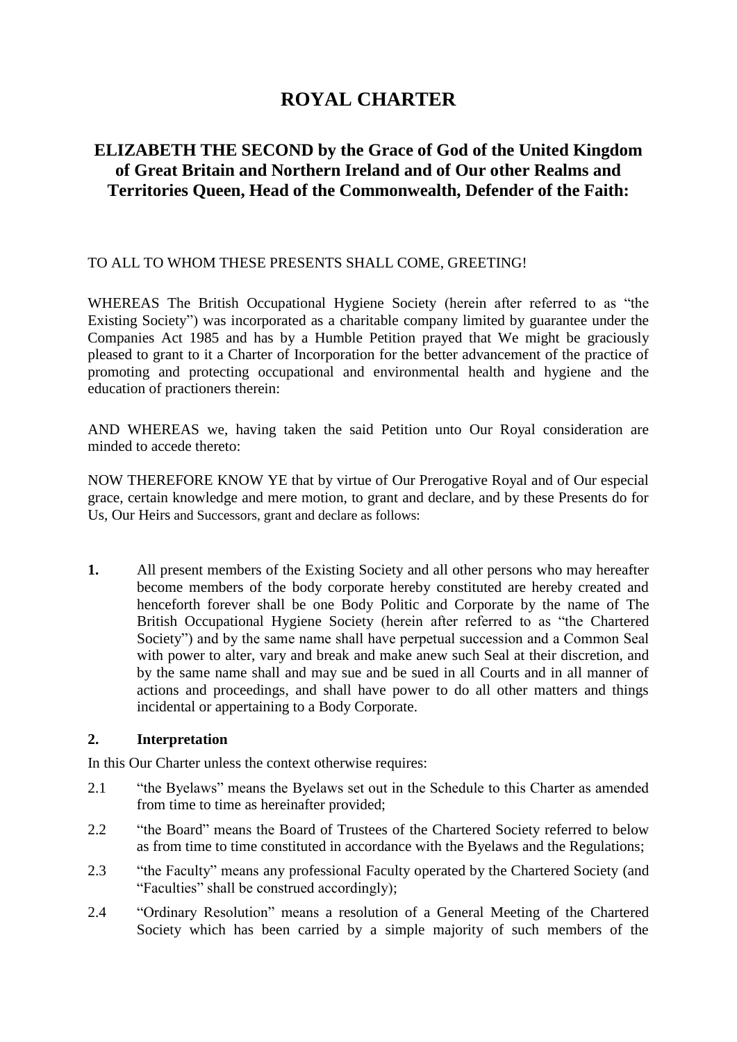# ROYAL CHARTER

## ELIZABETH THE SECOND by the Grace of God of the United Kingdom of Great Britain and Northern Ireland and of Our other Realms and Territories Queen, Head of the Commonwealth, Defender of the Faith:

TO ALL TO WHOM THESE PRESENTS SHALL COME, GREETING!

WHEREAS The British Occupational Hygiene Society (herein after referred to as "the Existing Society") was incorporated as a charitable company limited by guarantee under the Companies Act 1985 and has by a Humble Petition prayed that We might be graciously pleased to grant to it a Charter of Incorporation for the better advancement of the practice of promoting and protecting occupational and environmental health and hygiene and the education of practioners therein:

AND WHEREAS we, having taken the said Petition unto Our Royal consideration are minded to accede thereto:

NOW THEREFORE KNOW YE that by virtue of Our Prerogative Royal and of Our especial grace, certain knowledge and mere motion, to grant and declare, and by these Presents do for Us, Our Heirs and Successors, grant and declare as follows:

**1.** All present members of the Existing Society and all other persons who may hereafter become members of the body corporate hereby constituted are hereby created and henceforth forever shall be one Body Politic and Corporate by the name of The British Occupational Hygiene Society (herein after referred to as "the Chartered Society") and by the same name shall have perpetual succession and a Common Seal with power to alter, vary and break and make anew such Seal at their discretion, and by the same name shall and may sue and be sued in all Courts and in all manner of actions and proceedings, and shall have power to do all other matters and things incidental or appertaining to a Body Corporate.

**2. Interpretation**

In this Our Charter unless the context otherwise requires:

2.1 "the Byelaws" means the Byelaws set out in the Schedule to this Charter as amended from time to time as hereinafter provided;

2.2 "the Board" means the Board of Trustees of the Chartered Society referred to below as from time to time constituted in accordance with the Byelaws and the Regulations;

2.3 "the Faculty" means any professional Faculty operated by the Chartered Society (and "Faculties" shall be construed accordingly);

2.4 "Ordinary Resolution" means a resolution of a General Meeting of the Chartered Society which has been carried by a simple majority of such members of the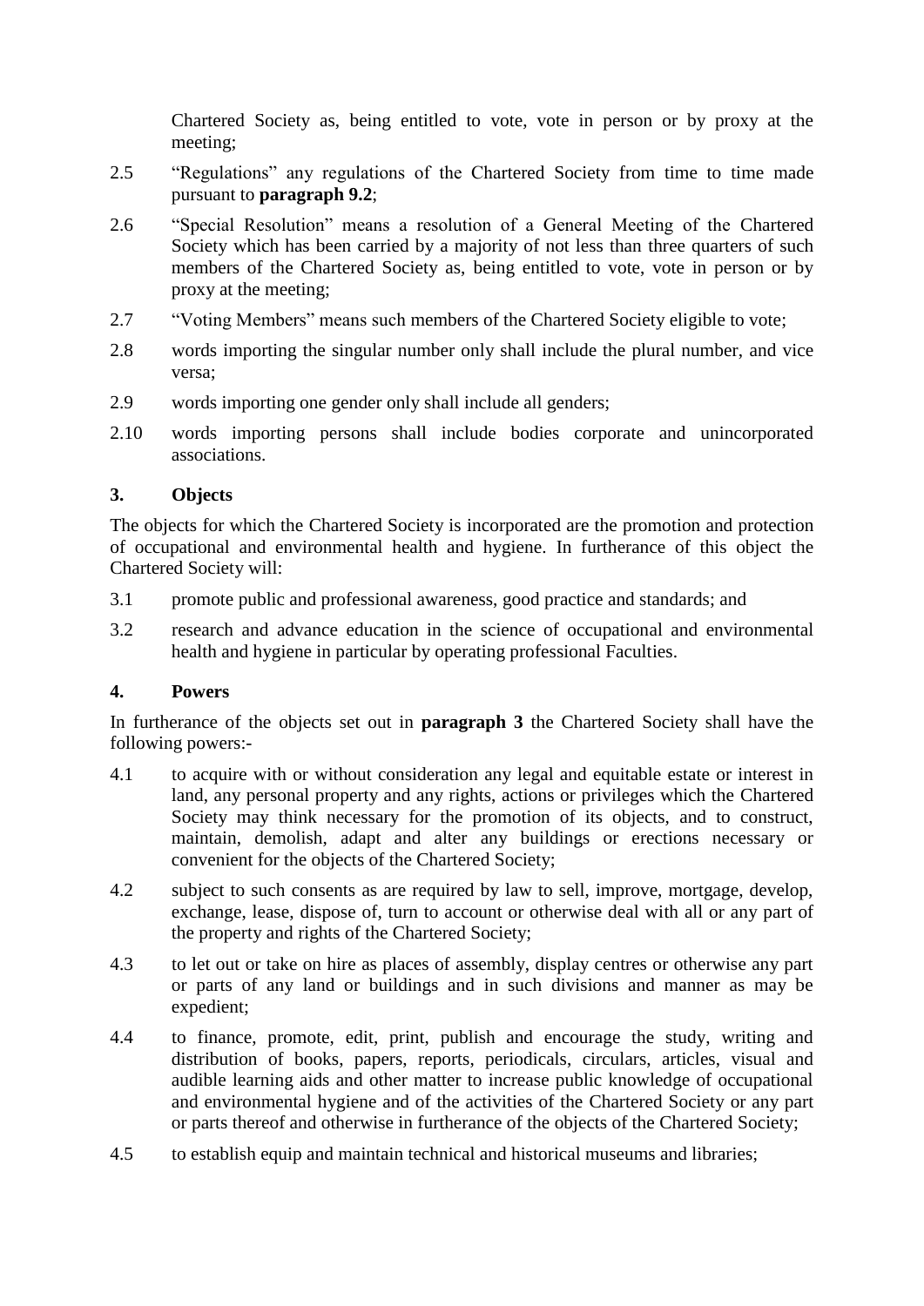Chartered Society as, being entitled to vote, vote in person or by proxy at the meeting;

2.5 "Regulations" any regulations of the Chartered Society from time to time made pursuant to **paragraph 9.2**;

2.6 "Special Resolution" means a resolution of a General Meeting of the Chartered Society which has been carried by a majority of not less than three quarters of such members of the Chartered Society as, being entitled to vote, vote in person or by proxy at the meeting;

2.7 "Voting Members" means such members of the Chartered Society eligible to vote;

2.8 words importing the singular number only shall include the plural number, and vice versa;

2.9 words importing one gender only shall include all genders;

2.10 words importing persons shall include bodies corporate and unincorporated associations.

### 3. Objects

The objects for which the Chartered Society is incorporated are the promotion and protection of occupational and environmental health and hygiene. In furtherance of this object the Chartered Society will:

3.1 promote public and professional awareness, good practice and standards; and

3.2 research and advance education in the science of occupational and environmental health and hygiene in particular by operating professional Faculties.

### 4. Powers

In furtherance of the objects set out in **paragraph 3** the Chartered Society shall have the following powers:-

4.1 to acquire with or without consideration any legal and equitable estate or interest in land, any personal property and any rights, actions or privileges which the Chartered Society may think necessary for the promotion of its objects, and to construct, maintain, demolish, adapt and alter any buildings or erections necessary or convenient for the objects of the Chartered Society;

4.2 subject to such consents as are required by law to sell, improve, mortgage, develop, exchange, lease, dispose of, turn to account or otherwise deal with all or any part of the property and rights of the Chartered Society;

4.3 to let out or take on hire as places of assembly, display centres or otherwise any part or parts of any land or buildings and in such divisions and manner as may be expedient;

4.4 to finance, promote, edit, print, publish and encourage the study, writing and distribution of books, papers, reports, periodicals, circulars, articles, visual and audible learning aids and other matter to increase public knowledge of occupational and environmental hygiene and of the activities of the Chartered Society or any part or parts thereof and otherwise in furtherance of the objects of the Chartered Society;

4.5 to establish equip and maintain technical and historical museums and libraries;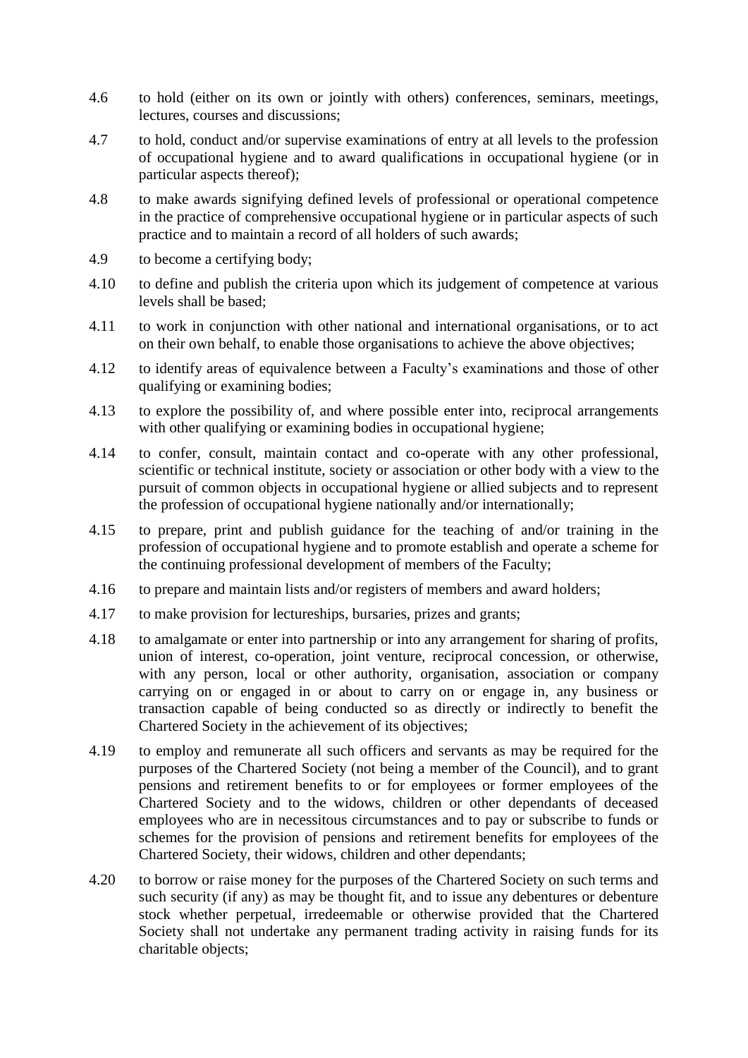4.6 to hold (either on its own or jointly with others) conferences, seminars, meetings, lectures, courses and discussions;

4.7 to hold, conduct and/or supervise examinations of entry at all levels to the profession of occupational hygiene and to award qualifications in occupational hygiene (or in particular aspects thereof);

4.8 to make awards signifying defined levels of professional or operational competence in the practice of comprehensive occupational hygiene or in particular aspects of such practice and to maintain a record of all holders of such awards;

4.9 to become a certifying body;

4.10 to define and publish the criteria upon which its judgement of competence at various levels shall be based;

4.11 to work in conjunction with other national and international organisations, or to act on their own behalf, to enable those organisations to achieve the above objectives;

4.12 to identify areas of equivalence between a Faculty's examinations and those of other qualifying or examining bodies;

4.13 to explore the possibility of, and where possible enter into, reciprocal arrangements with other qualifying or examining bodies in occupational hygiene;

4.14 to confer, consult, maintain contact and co-operate with any other professional, scientific or technical institute, society or association or other body with a view to the pursuit of common objects in occupational hygiene or allied subjects and to represent the profession of occupational hygiene nationally and/or internationally;

4.15 to prepare, print and publish guidance for the teaching of and/or training in the profession of occupational hygiene and to promote establish and operate a scheme for the continuing professional development of members of the Faculty;

4.16 to prepare and maintain lists and/or registers of members and award holders;

4.17 to make provision for lectureships, bursaries, prizes and grants;

4.18 to amalgamate or enter into partnership or into any arrangement for sharing of profits, union of interest, co-operation, joint venture, reciprocal concession, or otherwise, with any person, local or other authority, organisation, association or company carrying on or engaged in or about to carry on or engage in, any business or transaction capable of being conducted so as directly or indirectly to benefit the Chartered Society in the achievement of its objectives;

4.19 to employ and remunerate all such officers and servants as may be required for the purposes of the Chartered Society (not being a member of the Council), and to grant pensions and retirement benefits to or for employees or former employees of the Chartered Society and to the widows, children or other dependants of deceased employees who are in necessitous circumstances and to pay or subscribe to funds or schemes for the provision of pensions and retirement benefits for employees of the Chartered Society, their widows, children and other dependants;

4.20 to borrow or raise money for the purposes of the Chartered Society on such terms and such security (if any) as may be thought fit, and to issue any debentures or debenture stock whether perpetual, irredeemable or otherwise provided that the Chartered Society shall not undertake any permanent trading activity in raising funds for its charitable objects;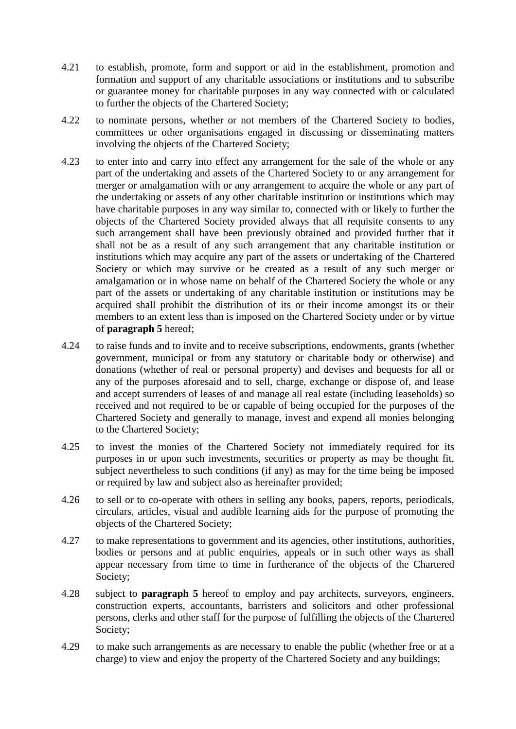4.21 to establish, promote, form and support or aid in the establishment, promotion and formation and support of any charitable associations or institutions and to subscribe or guarantee money for charitable purposes in any way connected with or calculated to further the objects of the Chartered Society;

4.22 to nominate persons, whether or not members of the Chartered Society to bodies, committees or other organisations engaged in discussing or disseminating matters involving the objects of the Chartered Society;

4.23 to enter into and carry into effect any arrangement for the sale of the whole or any part of the undertaking and assets of the Chartered Society to or any arrangement for merger or amalgamation with or any arrangement to acquire the whole or any part of the undertaking or assets of any other charitable institution or institutions which may have charitable purposes in any way similar to, connected with or likely to further the objects of the Chartered Society provided always that all requisite consents to any such arrangement shall have been previously obtained and provided further that it shall not be as a result of any such arrangement that any charitable institution or institutions which may acquire any part of the assets or undertaking of the Chartered Society or which may survive or be created as a result of any such merger or amalgamation or in whose name on behalf of the Chartered Society the whole or any part of the assets or undertaking of any charitable institution or institutions may be acquired shall prohibit the distribution of its or their income amongst its or their members to an extent less than is imposed on the Chartered Society under or by virtue of **paragraph 5** hereof;

4.24 to raise funds and to invite and to receive subscriptions, endowments, grants (whether government, municipal or from any statutory or charitable body or otherwise) and donations (whether of real or personal property) and devises and bequests for all or any of the purposes aforesaid and to sell, charge, exchange or dispose of, and lease and accept surrenders of leases of and manage all real estate (including leaseholds) so received and not required to be or capable of being occupied for the purposes of the Chartered Society and generally to manage, invest and expend all monies belonging to the Chartered Society;

4.25 to invest the monies of the Chartered Society not immediately required for its purposes in or upon such investments, securities or property as may be thought fit, subject nevertheless to such conditions (if any) as may for the time being be imposed or required by law and subject also as hereinafter provided;

4.26 to sell or to co-operate with others in selling any books, papers, reports, periodicals, circulars, articles, visual and audible learning aids for the purpose of promoting the objects of the Chartered Society;

4.27 to make representations to government and its agencies, other institutions, authorities, bodies or persons and at public enquiries, appeals or in such other ways as shall appear necessary from time to time in furtherance of the objects of the Chartered Society;

4.28 subject to **paragraph 5** hereof to employ and pay architects, surveyors, engineers, construction experts, accountants, barristers and solicitors and other professional persons, clerks and other staff for the purpose of fulfilling the objects of the Chartered Society;

4.29 to make such arrangements as are necessary to enable the public (whether free or at a charge) to view and enjoy the property of the Chartered Society and any buildings;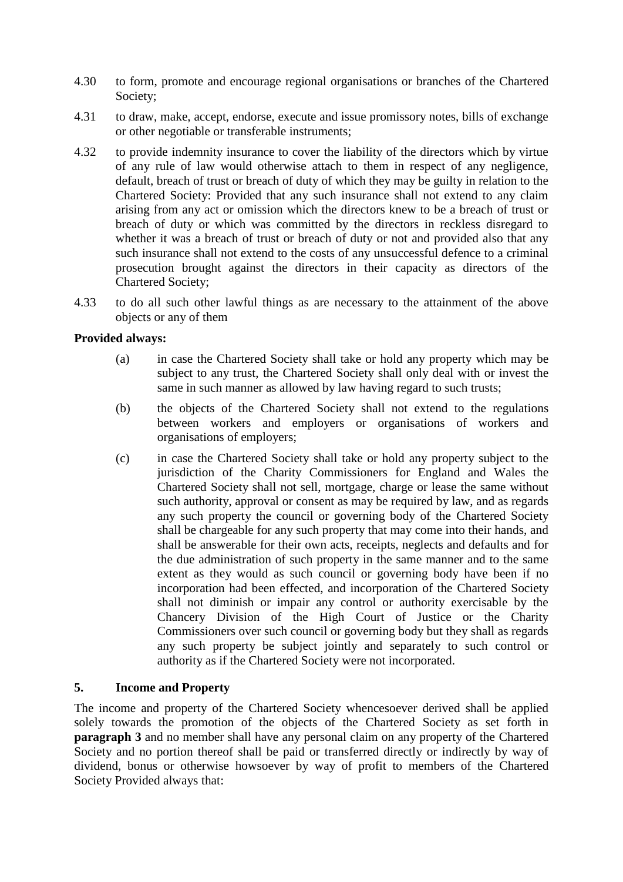4.30 to form, promote and encourage regional organisations or branches of the Chartered Society;

4.31 to draw, make, accept, endorse, execute and issue promissory notes, bills of exchange or other negotiable or transferable instruments;

4.32 to provide indemnity insurance to cover the liability of the directors which by virtue of any rule of law would otherwise attach to them in respect of any negligence, default, breach of trust or breach of duty of which they may be guilty in relation to the Chartered Society: Provided that any such insurance shall not extend to any claim arising from any act or omission which the directors knew to be a breach of trust or breach of duty or which was committed by the directors in reckless disregard to whether it was a breach of trust or breach of duty or not and provided also that any such insurance shall not extend to the costs of any unsuccessful defence to a criminal prosecution brought against the directors in their capacity as directors of the Chartered Society;

4.33 to do all such other lawful things as are necessary to the attainment of the above objects or any of them

**Provided always:**

(a) in case the Chartered Society shall take or hold any property which may be subject to any trust, the Chartered Society shall only deal with or invest the same in such manner as allowed by law having regard to such trusts;

(b) the objects of the Chartered Society shall not extend to the regulations between workers and employers or organisations of workers and organisations of employers;

(c) in case the Chartered Society shall take or hold any property subject to the jurisdiction of the Charity Commissioners for England and Wales the Chartered Society shall not sell, mortgage, charge or lease the same without such authority, approval or consent as may be required by law, and as regards any such property the council or governing body of the Chartered Society shall be chargeable for any such property that may come into their hands, and shall be answerable for their own acts, receipts, neglects and defaults and for the due administration of such property in the same manner and to the same extent as they would as such council or governing body have been if no incorporation had been effected, and incorporation of the Chartered Society shall not diminish or impair any control or authority exercisable by the Chancery Division of the High Court of Justice or the Charity Commissioners over such council or governing body but they shall as regards any such property be subject jointly and separately to such control or authority as if the Chartered Society were not incorporated.

## 5. Income and Property

The income and property of the Chartered Society whencesoever derived shall be applied solely towards the promotion of the objects of the Chartered Society as set forth in **paragraph 3** and no member shall have any personal claim on any property of the Chartered Society and no portion thereof shall be paid or transferred directly or indirectly by way of dividend, bonus or otherwise howsoever by way of profit to members of the Chartered Society Provided always that: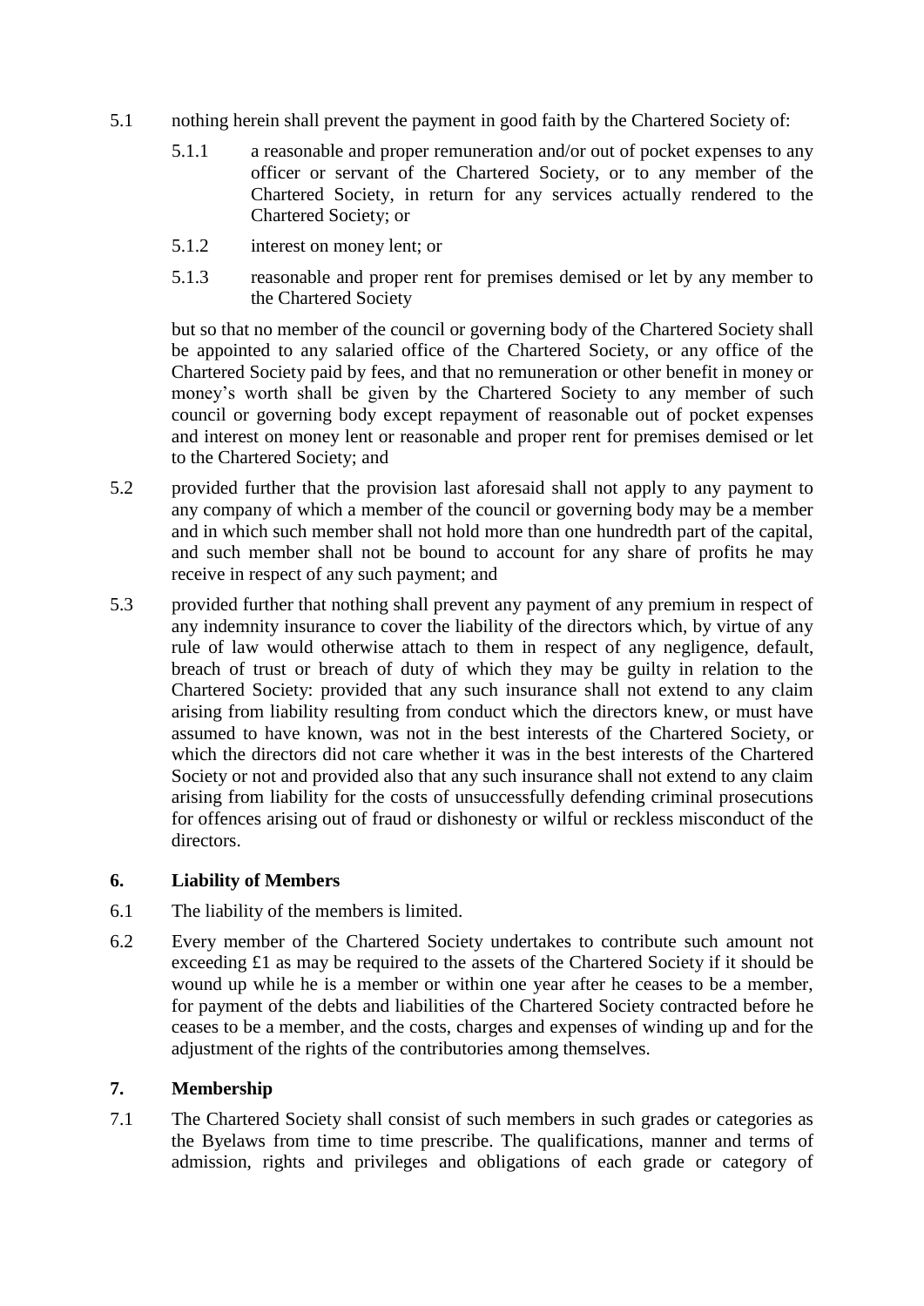5.1 nothing herein shall prevent the payment in good faith by the Chartered Society of:

5.1.1 a reasonable and proper remuneration and/or out of pocket expenses to any officer or servant of the Chartered Society, or to any member of the Chartered Society, in return for any services actually rendered to the Chartered Society; or

5.1.2 interest on money lent; or

5.1.3 reasonable and proper rent for premises demised or let by any member to the Chartered Society

but so that no member of the council or governing body of the Chartered Society shall be appointed to any salaried office of the Chartered Society, or any office of the Chartered Society paid by fees, and that no remuneration or other benefit in money or money's worth shall be given by the Chartered Society to any member of such council or governing body except repayment of reasonable out of pocket expenses and interest on money lent or reasonable and proper rent for premises demised or let to the Chartered Society; and

5.2 provided further that the provision last aforesaid shall not apply to any payment to any company of which a member of the council or governing body may be a member and in which such member shall not hold more than one hundredth part of the capital, and such member shall not be bound to account for any share of profits he may receive in respect of any such payment; and

5.3 provided further that nothing shall prevent any payment of any premium in respect of any indemnity insurance to cover the liability of the directors which, by virtue of any rule of law would otherwise attach to them in respect of any negligence, default, breach of trust or breach of duty of which they may be guilty in relation to the Chartered Society: provided that any such insurance shall not extend to any claim arising from liability resulting from conduct which the directors knew, or must have assumed to have known, was not in the best interests of the Chartered Society, or which the directors did not care whether it was in the best interests of the Chartered Society or not and provided also that any such insurance shall not extend to any claim arising from liability for the costs of unsuccessfully defending criminal prosecutions for offences arising out of fraud or dishonesty or wilful or reckless misconduct of the directors.

## 6. Liability of Members

6.1 The liability of the members is limited.

6.2 Every member of the Chartered Society undertakes to contribute such amount not exceeding £1 as may be required to the assets of the Chartered Society if it should be wound up while he is a member or within one year after he ceases to be a member, for payment of the debts and liabilities of the Chartered Society contracted before he ceases to be a member, and the costs, charges and expenses of winding up and for the adjustment of the rights of the contributories among themselves.

## 7. Membership

7.1 The Chartered Society shall consist of such members in such grades or categories as the Byelaws from time to time prescribe. The qualifications, manner and terms of admission, rights and privileges and obligations of each grade or category of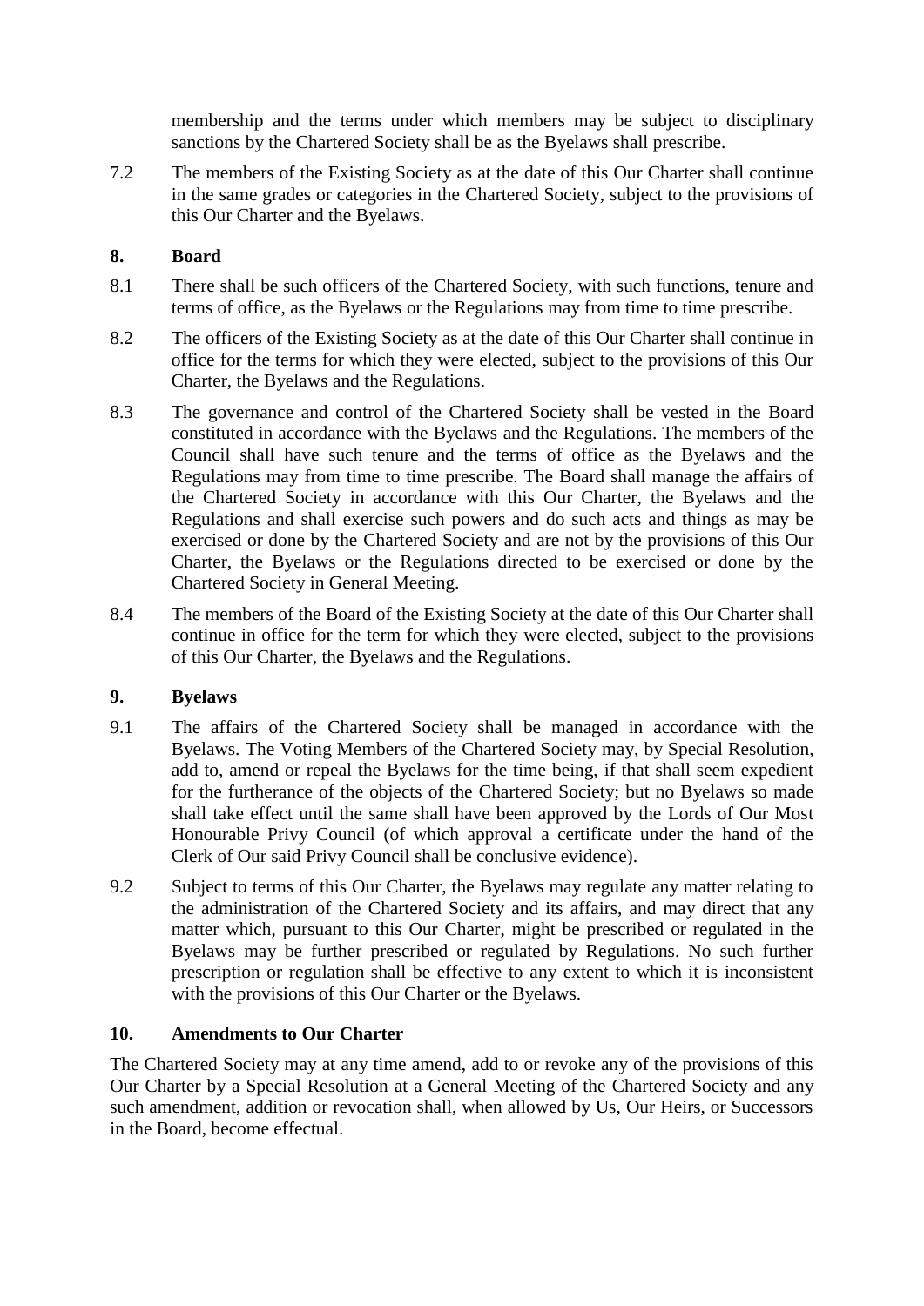membership and the terms under which members may be subject to disciplinary sanctions by the Chartered Society shall be as the Byelaws shall prescribe.

7.2 The members of the Existing Society as at the date of this Our Charter shall continue in the same grades or categories in the Chartered Society, subject to the provisions of this Our Charter and the Byelaws.

## 8. Board

8.1 There shall be such officers of the Chartered Society, with such functions, tenure and terms of office, as the Byelaws or the Regulations may from time to time prescribe.

8.2 The officers of the Existing Society as at the date of this Our Charter shall continue in office for the terms for which they were elected, subject to the provisions of this Our Charter, the Byelaws and the Regulations.

8.3 The governance and control of the Chartered Society shall be vested in the Board constituted in accordance with the Byelaws and the Regulations. The members of the Council shall have such tenure and the terms of office as the Byelaws and the Regulations may from time to time prescribe. The Board shall manage the affairs of the Chartered Society in accordance with this Our Charter, the Byelaws and the Regulations and shall exercise such powers and do such acts and things as may be exercised or done by the Chartered Society and are not by the provisions of this Our Charter, the Byelaws or the Regulations directed to be exercised or done by the Chartered Society in General Meeting.

8.4 The members of the Board of the Existing Society at the date of this Our Charter shall continue in office for the term for which they were elected, subject to the provisions of this Our Charter, the Byelaws and the Regulations.

## 9. Byelaws

9.1 The affairs of the Chartered Society shall be managed in accordance with the Byelaws. The Voting Members of the Chartered Society may, by Special Resolution, add to, amend or repeal the Byelaws for the time being, if that shall seem expedient for the furtherance of the objects of the Chartered Society; but no Byelaws so made shall take effect until the same shall have been approved by the Lords of Our Most Honourable Privy Council (of which approval a certificate under the hand of the Clerk of Our said Privy Council shall be conclusive evidence).

9.2 Subject to terms of this Our Charter, the Byelaws may regulate any matter relating to the administration of the Chartered Society and its affairs, and may direct that any matter which, pursuant to this Our Charter, might be prescribed or regulated in the Byelaws may be further prescribed or regulated by Regulations. No such further prescription or regulation shall be effective to any extent to which it is inconsistent with the provisions of this Our Charter or the Byelaws.

## 10. Amendments to Our Charter

The Chartered Society may at any time amend, add to or revoke any of the provisions of this Our Charter by a Special Resolution at a General Meeting of the Chartered Society and any such amendment, addition or revocation shall, when allowed by Us, Our Heirs, or Successors in the Board, become effectual.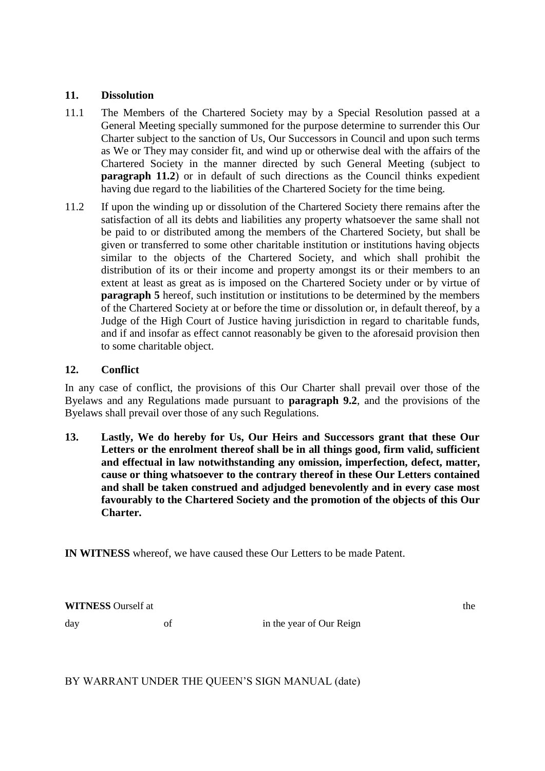## 11. Dissolution

11.1 The Members of the Chartered Society may by a Special Resolution passed at a General Meeting specially summoned for the purpose determine to surrender this Our Charter subject to the sanction of Us, Our Successors in Council and upon such terms as We or They may consider fit, and wind up or otherwise deal with the affairs of the Chartered Society in the manner directed by such General Meeting (subject to **paragraph 11.2**) or in default of such directions as the Council thinks expedient having due regard to the liabilities of the Chartered Society for the time being.

11.2 If upon the winding up or dissolution of the Chartered Society there remains after the satisfaction of all its debts and liabilities any property whatsoever the same shall not be paid to or distributed among the members of the Chartered Society, but shall be given or transferred to some other charitable institution or institutions having objects similar to the objects of the Chartered Society, and which shall prohibit the distribution of its or their income and property amongst its or their members to an extent at least as great as is imposed on the Chartered Society under or by virtue of **paragraph 5** hereof, such institution or institutions to be determined by the members of the Chartered Society at or before the time or dissolution or, in default thereof, by a Judge of the High Court of Justice having jurisdiction in regard to charitable funds, and if and insofar as effect cannot reasonably be given to the aforesaid provision then to some charitable object.

## 12. Conflict

In any case of conflict, the provisions of this Our Charter shall prevail over those of the Byelaws and any Regulations made pursuant to **paragraph 9.2**, and the provisions of the Byelaws shall prevail over those of any such Regulations.

**13. Lastly, We do hereby for Us, Our Heirs and Successors grant that these Our Letters or the enrolment thereof shall be in all things good, firm valid, sufficient and effectual in law notwithstanding any omission, imperfection, defect, matter, cause or thing whatsoever to the contrary thereof in these Our Letters contained and shall be taken construed and adjudged benevolently and in every case most favourably to the Chartered Society and the promotion of the objects of this Our Charter.**

**IN WITNESS** whereof, we have caused these Our Letters to be made Patent.

**WITNESS** Ourself at the

day of in the year of Our Reign

BY WARRANT UNDER THE QUEEN'S SIGN MANUAL (date)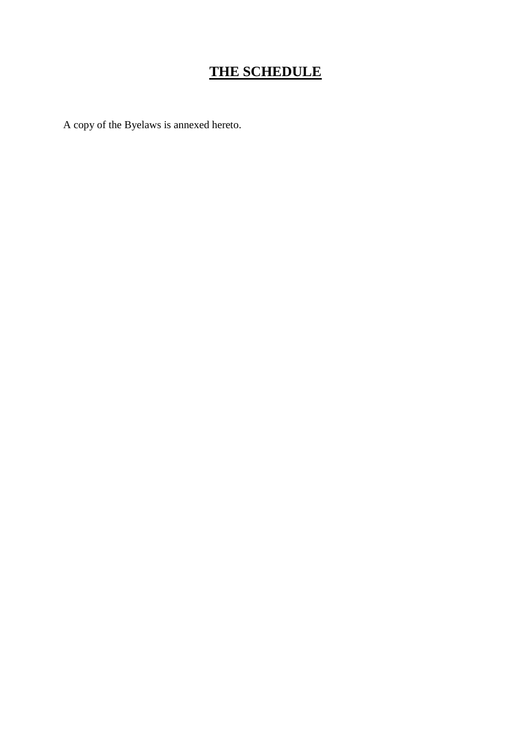# **THE SCHEDULE**

A copy of the Byelaws is annexed hereto.